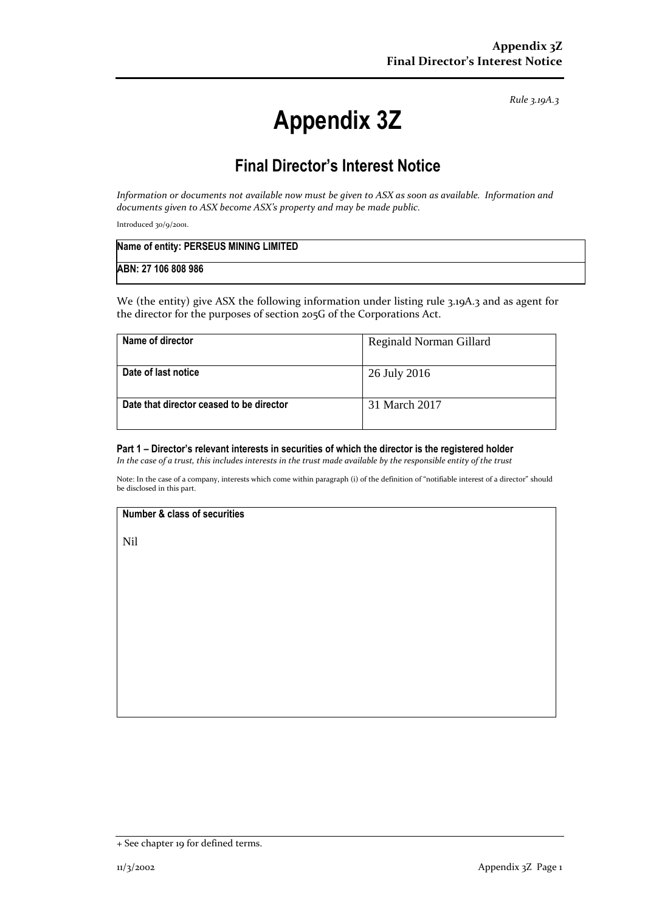*Rule 3.19A.3*

# Appendix 3Z

## Final Director's Interest Notice

*Information or documents not available now must be given to ASX as soon as available. Information and documents given to ASX become ASX's property and may be made public.*

Introduced 30/9/2001.

| Name of entity: PERSEUS MINING LIMITED |
|---|
| ABN: 27 106 808 986 |

We (the entity) give ASX the following information under listing rule 3.19A.3 and as agent for the director for the purposes of section 205G of the Corporations Act.

| | |
|---|---|
| **Name of director** | Reginald Norman Gillard |
| **Date of last notice** | 26 July 2016 |
| **Date that director ceased to be director** | 31 March 2017 |

#### Part 1 – Director's relevant interests in securities of which the director is the registered holder

*In the case of a trust, this includes interests in the trust made available by the responsible entity of the trust*

Note: In the case of a company, interests which come within paragraph (i) of the definition of "notifiable interest of a director" should be disclosed in this part.

| Number & class of securities |
|---|
| Nil |

+ See chapter 19 for defined terms.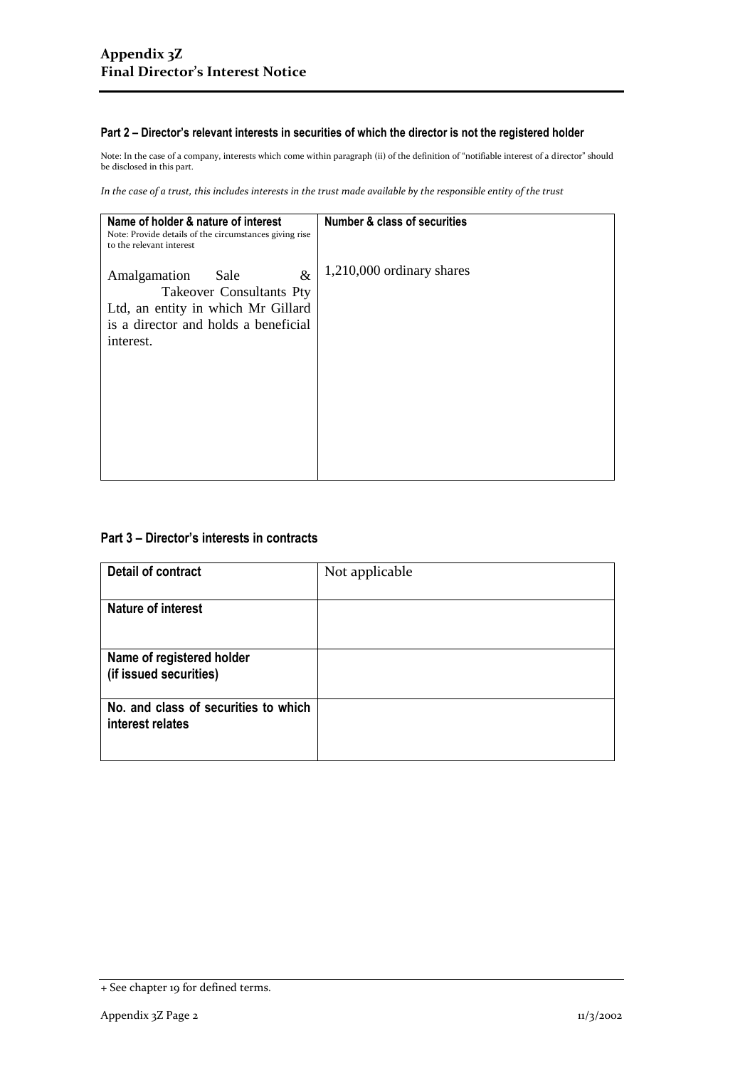## Appendix 3Z
## Final Director's Interest Notice

### Part 2 – Director's relevant interests in securities of which the director is not the registered holder

Note: In the case of a company, interests which come within paragraph (ii) of the definition of "notifiable interest of a director" should be disclosed in this part.

*In the case of a trust, this includes interests in the trust made available by the responsible entity of the trust*

| Name of holder & nature of interest<br>Note: Provide details of the circumstances giving rise to the relevant interest | Number & class of securities |
|---|---|
| Amalgamation Sale & Takeover Consultants Pty Ltd, an entity in which Mr Gillard is a director and holds a beneficial interest. | 1,210,000 ordinary shares |

### Part 3 – Director's interests in contracts

| | |
|---|---|
| **Detail of contract** | Not applicable |
| **Nature of interest** | |
| **Name of registered holder (if issued securities)** | |
| **No. and class of securities to which interest relates** | |

+ See chapter 19 for defined terms.